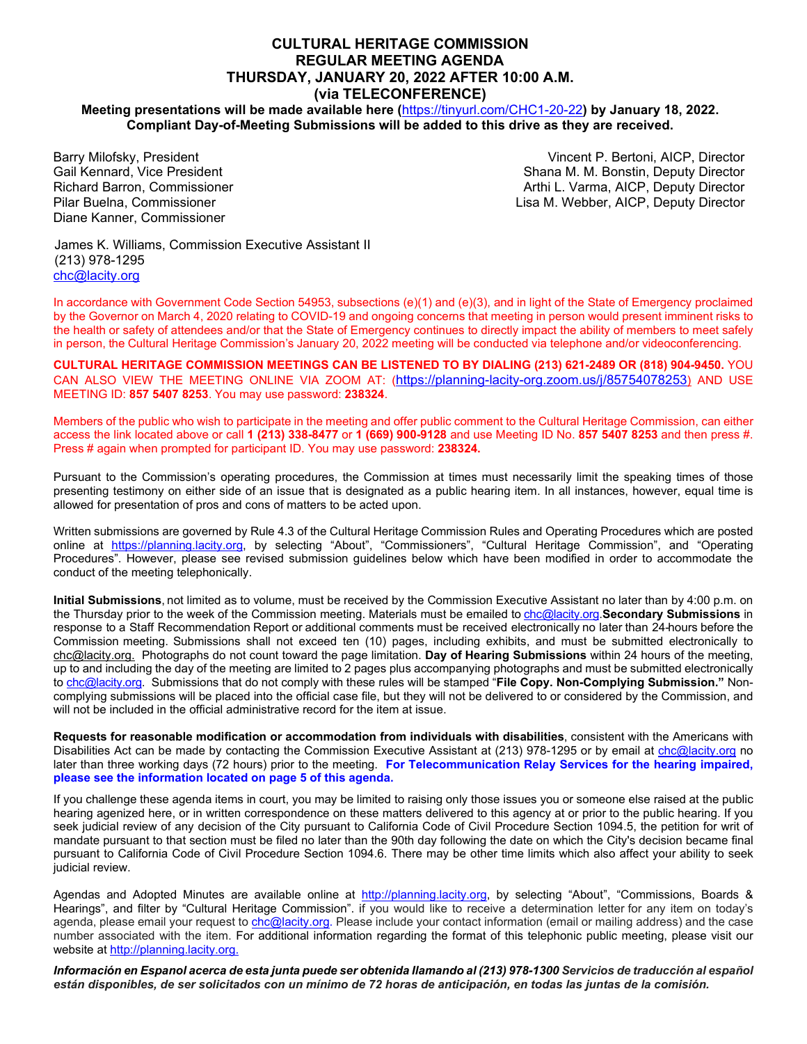# CULTURAL HERITAGE COMMISSION
# REGULAR MEETING AGENDA
# THURSDAY, JANUARY 20, 2022 AFTER 10:00 A.M.
# (via TELECONFERENCE)

**Meeting presentations will be made available here (https://tinyurl.com/CHC1-20-22) by January 18, 2022. Compliant Day-of-Meeting Submissions will be added to this drive as they are received.**

Barry Milofsky, President
Gail Kennard, Vice President
Richard Barron, Commissioner
Pilar Buelna, Commissioner
Diane Kanner, Commissioner

Vincent P. Bertoni, AICP, Director
Shana M. M. Bonstin, Deputy Director
Arthi L. Varma, AICP, Deputy Director
Lisa M. Webber, AICP, Deputy Director

James K. Williams, Commission Executive Assistant II
(213) 978-1295
chc@lacity.org

In accordance with Government Code Section 54953, subsections (e)(1) and (e)(3), and in light of the State of Emergency proclaimed by the Governor on March 4, 2020 relating to COVID-19 and ongoing concerns that meeting in person would present imminent risks to the health or safety of attendees and/or that the State of Emergency continues to directly impact the ability of members to meet safely in person, the Cultural Heritage Commission's January 20, 2022 meeting will be conducted via telephone and/or videoconferencing.

**CULTURAL HERITAGE COMMISSION MEETINGS CAN BE LISTENED TO BY DIALING (213) 621-2489 OR (818) 904-9450.** YOU CAN ALSO VIEW THE MEETING ONLINE VIA ZOOM AT: (https://planning-lacity-org.zoom.us/j/85754078253) AND USE MEETING ID: **857 5407 8253**. You may use password: **238324**.

Members of the public who wish to participate in the meeting and offer public comment to the Cultural Heritage Commission, can either access the link located above or call **1 (213) 338-8477** or **1 (669) 900-9128** and use Meeting ID No. **857 5407 8253** and then press #. Press # again when prompted for participant ID. You may use password: **238324.**

Pursuant to the Commission's operating procedures, the Commission at times must necessarily limit the speaking times of those presenting testimony on either side of an issue that is designated as a public hearing item. In all instances, however, equal time is allowed for presentation of pros and cons of matters to be acted upon.

Written submissions are governed by Rule 4.3 of the Cultural Heritage Commission Rules and Operating Procedures which are posted online at https://planning.lacity.org, by selecting "About", "Commissioners", "Cultural Heritage Commission", and "Operating Procedures". However, please see revised submission guidelines below which have been modified in order to accommodate the conduct of the meeting telephonically.

**Initial Submissions**, not limited as to volume, must be received by the Commission Executive Assistant no later than by 4:00 p.m. on the Thursday prior to the week of the Commission meeting. Materials must be emailed to chc@lacity.org. **Secondary Submissions** in response to a Staff Recommendation Report or additional comments must be received electronically no later than 24-hours before the Commission meeting. Submissions shall not exceed ten (10) pages, including exhibits, and must be submitted electronically to chc@lacity.org. Photographs do not count toward the page limitation. **Day of Hearing Submissions** within 24 hours of the meeting, up to and including the day of the meeting are limited to 2 pages plus accompanying photographs and must be submitted electronically to chc@lacity.org. Submissions that do not comply with these rules will be stamped "**File Copy. Non-Complying Submission.**" Non-complying submissions will be placed into the official case file, but they will not be delivered to or considered by the Commission, and will not be included in the official administrative record for the item at issue.

**Requests for reasonable modification or accommodation from individuals with disabilities**, consistent with the Americans with Disabilities Act can be made by contacting the Commission Executive Assistant at (213) 978-1295 or by email at chc@lacity.org no later than three working days (72 hours) prior to the meeting. **For Telecommunication Relay Services for the hearing impaired, please see the information located on page 5 of this agenda.**

If you challenge these agenda items in court, you may be limited to raising only those issues you or someone else raised at the public hearing agenized here, or in written correspondence on these matters delivered to this agency at or prior to the public hearing. If you seek judicial review of any decision of the City pursuant to California Code of Civil Procedure Section 1094.5, the petition for writ of mandate pursuant to that section must be filed no later than the 90th day following the date on which the City's decision became final pursuant to California Code of Civil Procedure Section 1094.6. There may be other time limits which also affect your ability to seek judicial review.

Agendas and Adopted Minutes are available online at http://planning.lacity.org, by selecting "About", "Commissions, Boards & Hearings", and filter by "Cultural Heritage Commission". If you would like to receive a determination letter for any item on today's agenda, please email your request to chc@lacity.org. Please include your contact information (email or mailing address) and the case number associated with the item. For additional information regarding the format of this telephonic public meeting, please visit our website at http://planning.lacity.org.

***Información en Espanol acerca de esta junta puede ser obtenida llamando al (213) 978-1300 Servicios de traducción al español están disponibles, de ser solicitados con un mínimo de 72 horas de anticipación, en todas las juntas de la comisión.***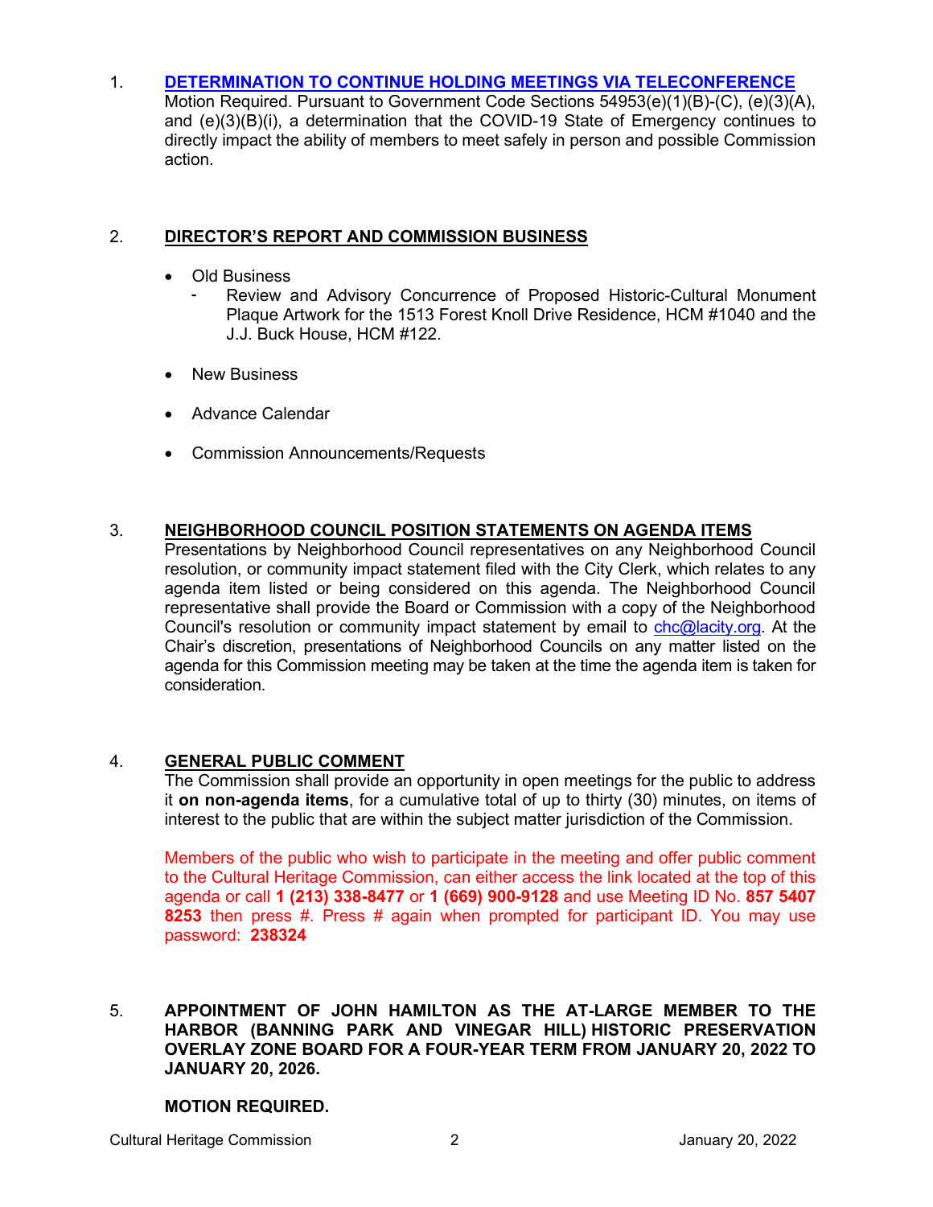1. **[DETERMINATION TO CONTINUE HOLDING MEETINGS VIA TELECONFERENCE]()**

   Motion Required. Pursuant to Government Code Sections 54953(e)(1)(B)-(C), (e)(3)(A), and (e)(3)(B)(i), a determination that the COVID-19 State of Emergency continues to directly impact the ability of members to meet safely in person and possible Commission action.

2. **DIRECTOR'S REPORT AND COMMISSION BUSINESS**

   - Old Business
     - Review and Advisory Concurrence of Proposed Historic-Cultural Monument Plaque Artwork for the 1513 Forest Knoll Drive Residence, HCM #1040 and the J.J. Buck House, HCM #122.
   - New Business
   - Advance Calendar
   - Commission Announcements/Requests

3. **NEIGHBORHOOD COUNCIL POSITION STATEMENTS ON AGENDA ITEMS**

   Presentations by Neighborhood Council representatives on any Neighborhood Council resolution, or community impact statement filed with the City Clerk, which relates to any agenda item listed or being considered on this agenda. The Neighborhood Council representative shall provide the Board or Commission with a copy of the Neighborhood Council's resolution or community impact statement by email to chc@lacity.org. At the Chair's discretion, presentations of Neighborhood Councils on any matter listed on the agenda for this Commission meeting may be taken at the time the agenda item is taken for consideration.

4. **GENERAL PUBLIC COMMENT**

   The Commission shall provide an opportunity in open meetings for the public to address it **on non-agenda items**, for a cumulative total of up to thirty (30) minutes, on items of interest to the public that are within the subject matter jurisdiction of the Commission.

   Members of the public who wish to participate in the meeting and offer public comment to the Cultural Heritage Commission, can either access the link located at the top of this agenda or call **1 (213) 338-8477** or **1 (669) 900-9128** and use Meeting ID No. **857 5407 8253** then press #. Press # again when prompted for participant ID. You may use password: **238324**

5. **APPOINTMENT OF JOHN HAMILTON AS THE AT-LARGE MEMBER TO THE HARBOR (BANNING PARK AND VINEGAR HILL) HISTORIC PRESERVATION OVERLAY ZONE BOARD FOR A FOUR-YEAR TERM FROM JANUARY 20, 2022 TO JANUARY 20, 2026.**

   **MOTION REQUIRED.**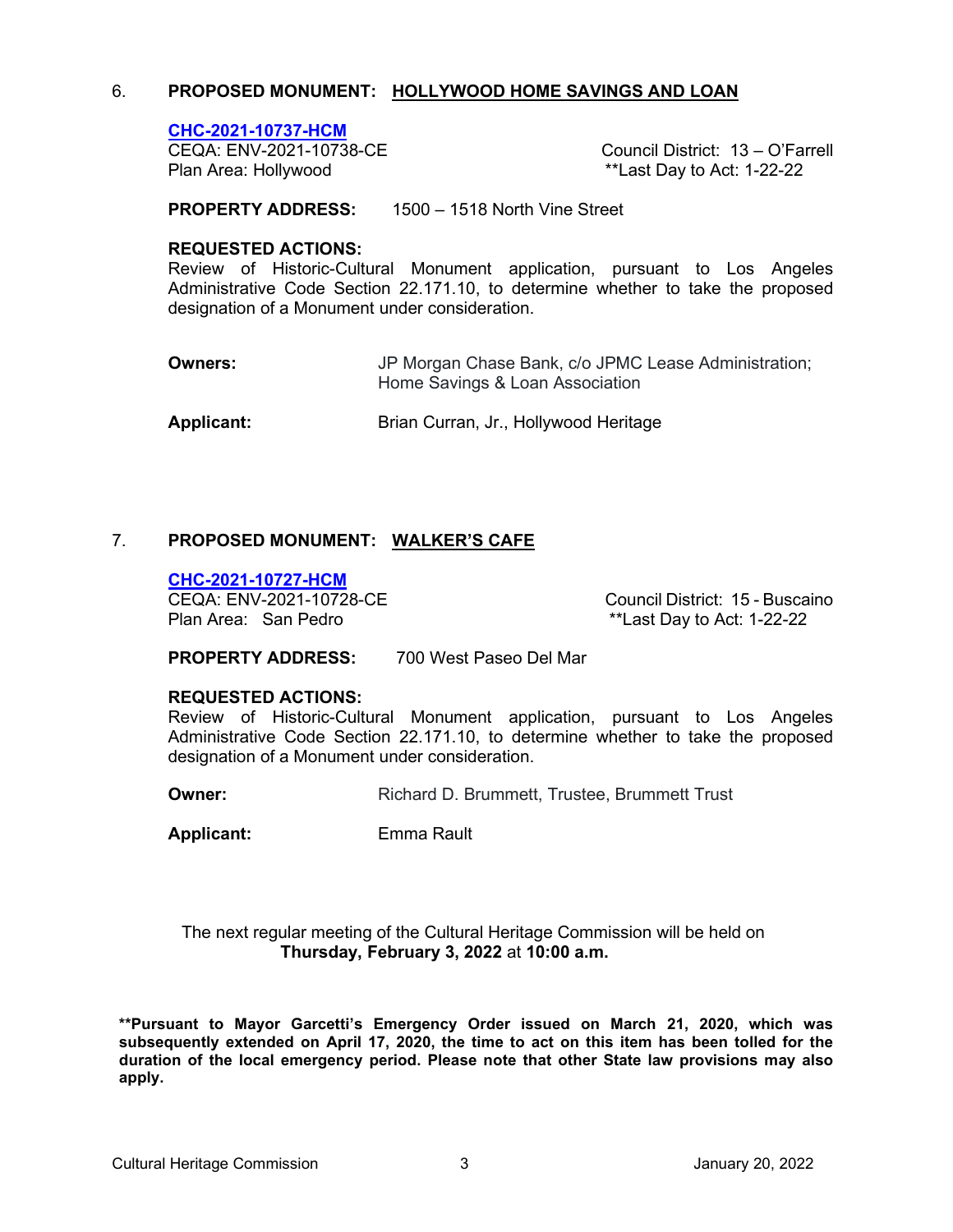6. **PROPOSED MONUMENT: HOLLYWOOD HOME SAVINGS AND LOAN**

**CHC-2021-10737-HCM**
CEQA: ENV-2021-10738-CE
Plan Area: Hollywood

Council District: 13 – O'Farrell
**Last Day to Act: 1-22-22

**PROPERTY ADDRESS:** 1500 – 1518 North Vine Street

**REQUESTED ACTIONS:**
Review of Historic-Cultural Monument application, pursuant to Los Angeles Administrative Code Section 22.171.10, to determine whether to take the proposed designation of a Monument under consideration.

**Owners:** JP Morgan Chase Bank, c/o JPMC Lease Administration; Home Savings & Loan Association

**Applicant:** Brian Curran, Jr., Hollywood Heritage

7. **PROPOSED MONUMENT: WALKER'S CAFE**

**CHC-2021-10727-HCM**
CEQA: ENV-2021-10728-CE
Plan Area: San Pedro

Council District: 15 - Buscaino
**Last Day to Act: 1-22-22

**PROPERTY ADDRESS:** 700 West Paseo Del Mar

**REQUESTED ACTIONS:**
Review of Historic-Cultural Monument application, pursuant to Los Angeles Administrative Code Section 22.171.10, to determine whether to take the proposed designation of a Monument under consideration.

**Owner:** Richard D. Brummett, Trustee, Brummett Trust

**Applicant:** Emma Rault

The next regular meeting of the Cultural Heritage Commission will be held on **Thursday, February 3, 2022** at **10:00 a.m.**

****Pursuant to Mayor Garcetti's Emergency Order issued on March 21, 2020, which was subsequently extended on April 17, 2020, the time to act on this item has been tolled for the duration of the local emergency period. Please note that other State law provisions may also apply.**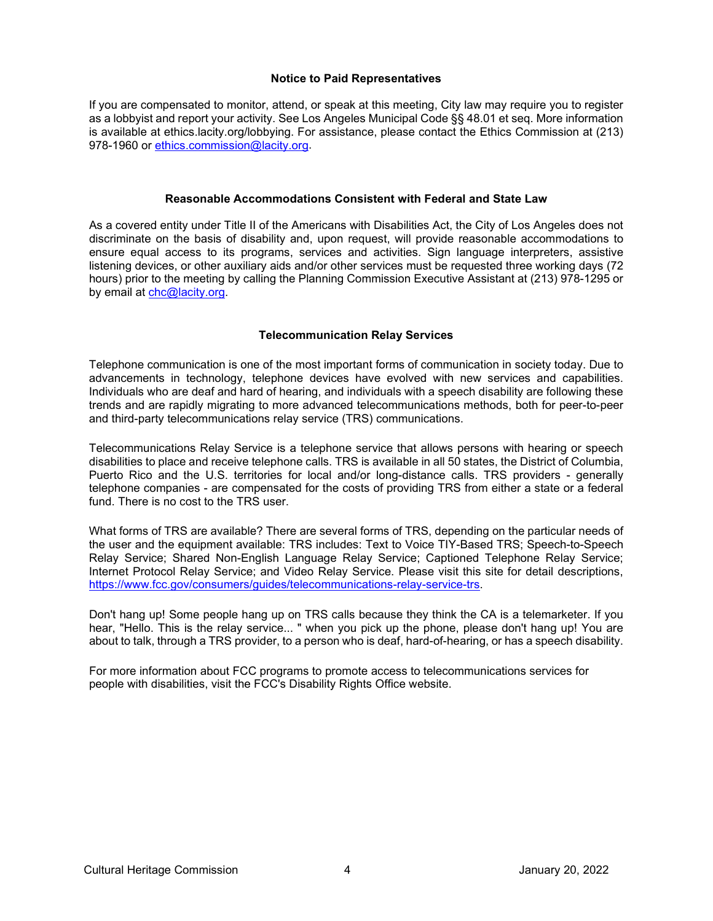## Notice to Paid Representatives

If you are compensated to monitor, attend, or speak at this meeting, City law may require you to register as a lobbyist and report your activity. See Los Angeles Municipal Code §§ 48.01 et seq. More information is available at ethics.lacity.org/lobbying. For assistance, please contact the Ethics Commission at (213) 978-1960 or ethics.commission@lacity.org.

## Reasonable Accommodations Consistent with Federal and State Law

As a covered entity under Title II of the Americans with Disabilities Act, the City of Los Angeles does not discriminate on the basis of disability and, upon request, will provide reasonable accommodations to ensure equal access to its programs, services and activities. Sign language interpreters, assistive listening devices, or other auxiliary aids and/or other services must be requested three working days (72 hours) prior to the meeting by calling the Planning Commission Executive Assistant at (213) 978-1295 or by email at chc@lacity.org.

## Telecommunication Relay Services

Telephone communication is one of the most important forms of communication in society today. Due to advancements in technology, telephone devices have evolved with new services and capabilities. Individuals who are deaf and hard of hearing, and individuals with a speech disability are following these trends and are rapidly migrating to more advanced telecommunications methods, both for peer-to-peer and third-party telecommunications relay service (TRS) communications.

Telecommunications Relay Service is a telephone service that allows persons with hearing or speech disabilities to place and receive telephone calls. TRS is available in all 50 states, the District of Columbia, Puerto Rico and the U.S. territories for local and/or long-distance calls. TRS providers - generally telephone companies - are compensated for the costs of providing TRS from either a state or a federal fund. There is no cost to the TRS user.

What forms of TRS are available? There are several forms of TRS, depending on the particular needs of the user and the equipment available: TRS includes: Text to Voice TIY-Based TRS; Speech-to-Speech Relay Service; Shared Non-English Language Relay Service; Captioned Telephone Relay Service; Internet Protocol Relay Service; and Video Relay Service. Please visit this site for detail descriptions, https://www.fcc.gov/consumers/guides/telecommunications-relay-service-trs.

Don't hang up! Some people hang up on TRS calls because they think the CA is a telemarketer. If you hear, "Hello. This is the relay service... " when you pick up the phone, please don't hang up! You are about to talk, through a TRS provider, to a person who is deaf, hard-of-hearing, or has a speech disability.

For more information about FCC programs to promote access to telecommunications services for people with disabilities, visit the FCC's Disability Rights Office website.